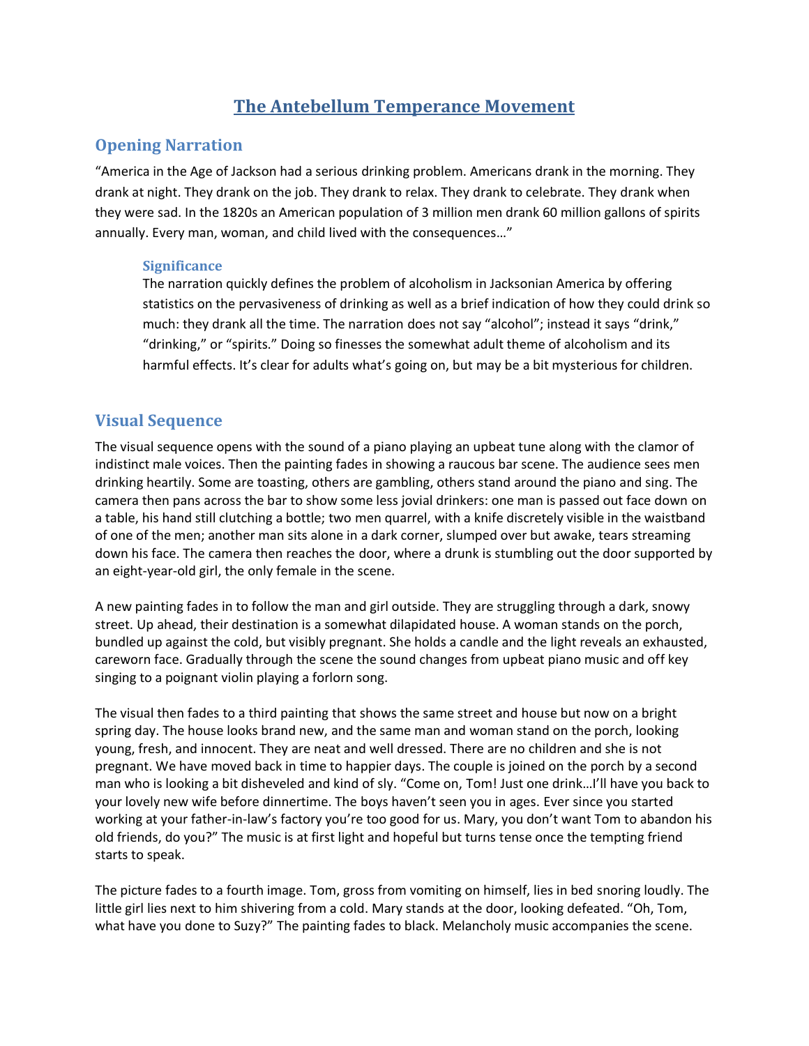# The Antebellum Temperance Movement

## Opening Narration

"America in the Age of Jackson had a serious drinking problem. Americans drank in the morning. They drank at night. They drank on the job. They drank to relax. They drank to celebrate. They drank when they were sad. In the 1820s an American population of 3 million men drank 60 million gallons of spirits annually. Every man, woman, and child lived with the consequences…"

### Significance

The narration quickly defines the problem of alcoholism in Jacksonian America by offering statistics on the pervasiveness of drinking as well as a brief indication of how they could drink so much: they drank all the time. The narration does not say "alcohol"; instead it says "drink," "drinking," or "spirits." Doing so finesses the somewhat adult theme of alcoholism and its harmful effects. It's clear for adults what's going on, but may be a bit mysterious for children.

## Visual Sequence

The visual sequence opens with the sound of a piano playing an upbeat tune along with the clamor of indistinct male voices. Then the painting fades in showing a raucous bar scene. The audience sees men drinking heartily. Some are toasting, others are gambling, others stand around the piano and sing. The camera then pans across the bar to show some less jovial drinkers: one man is passed out face down on a table, his hand still clutching a bottle; two men quarrel, with a knife discretely visible in the waistband of one of the men; another man sits alone in a dark corner, slumped over but awake, tears streaming down his face. The camera then reaches the door, where a drunk is stumbling out the door supported by an eight-year-old girl, the only female in the scene.

A new painting fades in to follow the man and girl outside. They are struggling through a dark, snowy street. Up ahead, their destination is a somewhat dilapidated house. A woman stands on the porch, bundled up against the cold, but visibly pregnant. She holds a candle and the light reveals an exhausted, careworn face. Gradually through the scene the sound changes from upbeat piano music and off key singing to a poignant violin playing a forlorn song.

The visual then fades to a third painting that shows the same street and house but now on a bright spring day. The house looks brand new, and the same man and woman stand on the porch, looking young, fresh, and innocent. They are neat and well dressed. There are no children and she is not pregnant. We have moved back in time to happier days. The couple is joined on the porch by a second man who is looking a bit disheveled and kind of sly. "Come on, Tom! Just one drink…I'll have you back to your lovely new wife before dinnertime. The boys haven't seen you in ages. Ever since you started working at your father-in-law's factory you're too good for us. Mary, you don't want Tom to abandon his old friends, do you?" The music is at first light and hopeful but turns tense once the tempting friend starts to speak.

The picture fades to a fourth image. Tom, gross from vomiting on himself, lies in bed snoring loudly. The little girl lies next to him shivering from a cold. Mary stands at the door, looking defeated. "Oh, Tom, what have you done to Suzy?" The painting fades to black. Melancholy music accompanies the scene.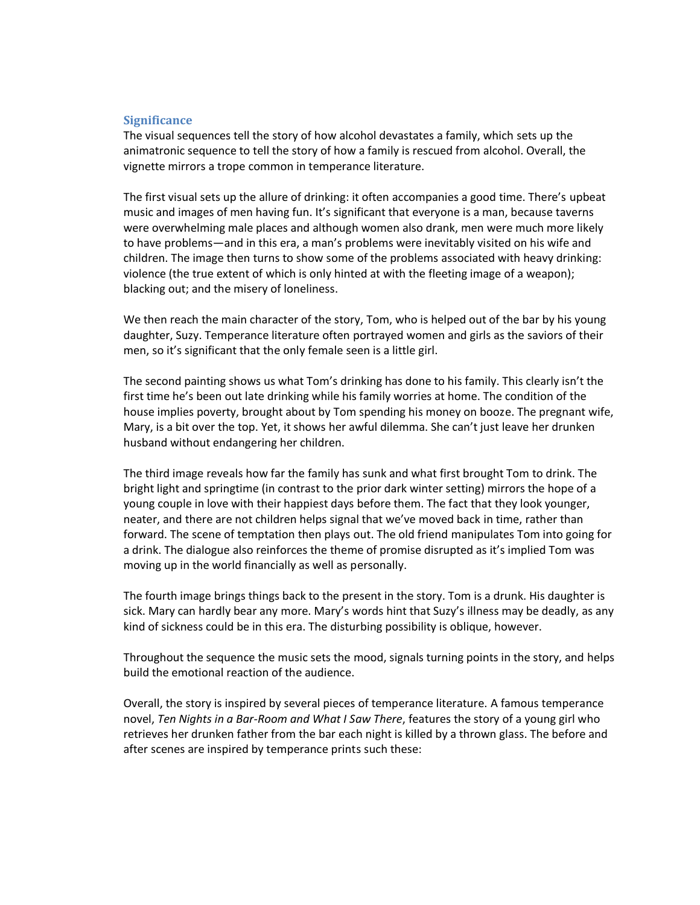## Significance

The visual sequences tell the story of how alcohol devastates a family, which sets up the animatronic sequence to tell the story of how a family is rescued from alcohol. Overall, the vignette mirrors a trope common in temperance literature.

The first visual sets up the allure of drinking: it often accompanies a good time. There's upbeat music and images of men having fun. It's significant that everyone is a man, because taverns were overwhelming male places and although women also drank, men were much more likely to have problems—and in this era, a man's problems were inevitably visited on his wife and children. The image then turns to show some of the problems associated with heavy drinking: violence (the true extent of which is only hinted at with the fleeting image of a weapon); blacking out; and the misery of loneliness.

We then reach the main character of the story, Tom, who is helped out of the bar by his young daughter, Suzy. Temperance literature often portrayed women and girls as the saviors of their men, so it's significant that the only female seen is a little girl.

The second painting shows us what Tom's drinking has done to his family. This clearly isn't the first time he's been out late drinking while his family worries at home. The condition of the house implies poverty, brought about by Tom spending his money on booze. The pregnant wife, Mary, is a bit over the top. Yet, it shows her awful dilemma. She can't just leave her drunken husband without endangering her children.

The third image reveals how far the family has sunk and what first brought Tom to drink. The bright light and springtime (in contrast to the prior dark winter setting) mirrors the hope of a young couple in love with their happiest days before them. The fact that they look younger, neater, and there are not children helps signal that we've moved back in time, rather than forward. The scene of temptation then plays out. The old friend manipulates Tom into going for a drink. The dialogue also reinforces the theme of promise disrupted as it's implied Tom was moving up in the world financially as well as personally.

The fourth image brings things back to the present in the story. Tom is a drunk. His daughter is sick. Mary can hardly bear any more. Mary's words hint that Suzy's illness may be deadly, as any kind of sickness could be in this era. The disturbing possibility is oblique, however.

Throughout the sequence the music sets the mood, signals turning points in the story, and helps build the emotional reaction of the audience.

Overall, the story is inspired by several pieces of temperance literature. A famous temperance novel, *Ten Nights in a Bar-Room and What I Saw There*, features the story of a young girl who retrieves her drunken father from the bar each night is killed by a thrown glass. The before and after scenes are inspired by temperance prints such these: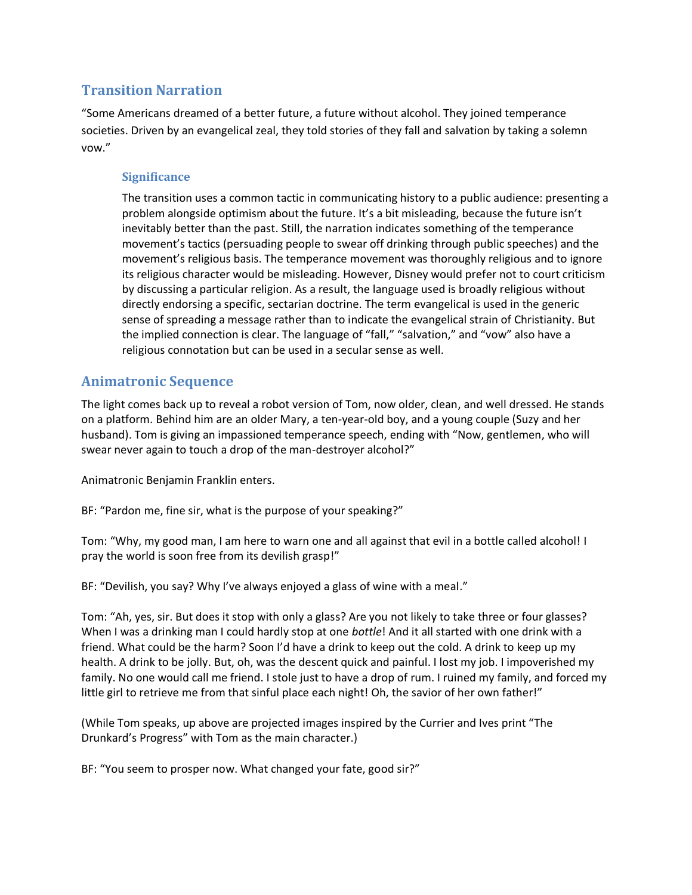## Transition Narration

"Some Americans dreamed of a better future, a future without alcohol. They joined temperance societies. Driven by an evangelical zeal, they told stories of they fall and salvation by taking a solemn vow."

### Significance

The transition uses a common tactic in communicating history to a public audience: presenting a problem alongside optimism about the future. It's a bit misleading, because the future isn't inevitably better than the past. Still, the narration indicates something of the temperance movement's tactics (persuading people to swear off drinking through public speeches) and the movement's religious basis. The temperance movement was thoroughly religious and to ignore its religious character would be misleading. However, Disney would prefer not to court criticism by discussing a particular religion. As a result, the language used is broadly religious without directly endorsing a specific, sectarian doctrine. The term evangelical is used in the generic sense of spreading a message rather than to indicate the evangelical strain of Christianity. But the implied connection is clear. The language of "fall," "salvation," and "vow" also have a religious connotation but can be used in a secular sense as well.

## Animatronic Sequence

The light comes back up to reveal a robot version of Tom, now older, clean, and well dressed. He stands on a platform. Behind him are an older Mary, a ten-year-old boy, and a young couple (Suzy and her husband). Tom is giving an impassioned temperance speech, ending with "Now, gentlemen, who will swear never again to touch a drop of the man-destroyer alcohol?"

Animatronic Benjamin Franklin enters.

BF: "Pardon me, fine sir, what is the purpose of your speaking?"

Tom: "Why, my good man, I am here to warn one and all against that evil in a bottle called alcohol! I pray the world is soon free from its devilish grasp!"

BF: "Devilish, you say? Why I've always enjoyed a glass of wine with a meal."

Tom: "Ah, yes, sir. But does it stop with only a glass? Are you not likely to take three or four glasses? When I was a drinking man I could hardly stop at one *bottle*! And it all started with one drink with a friend. What could be the harm? Soon I'd have a drink to keep out the cold. A drink to keep up my health. A drink to be jolly. But, oh, was the descent quick and painful. I lost my job. I impoverished my family. No one would call me friend. I stole just to have a drop of rum. I ruined my family, and forced my little girl to retrieve me from that sinful place each night! Oh, the savior of her own father!"

(While Tom speaks, up above are projected images inspired by the Currier and Ives print "The Drunkard's Progress" with Tom as the main character.)

BF: "You seem to prosper now. What changed your fate, good sir?"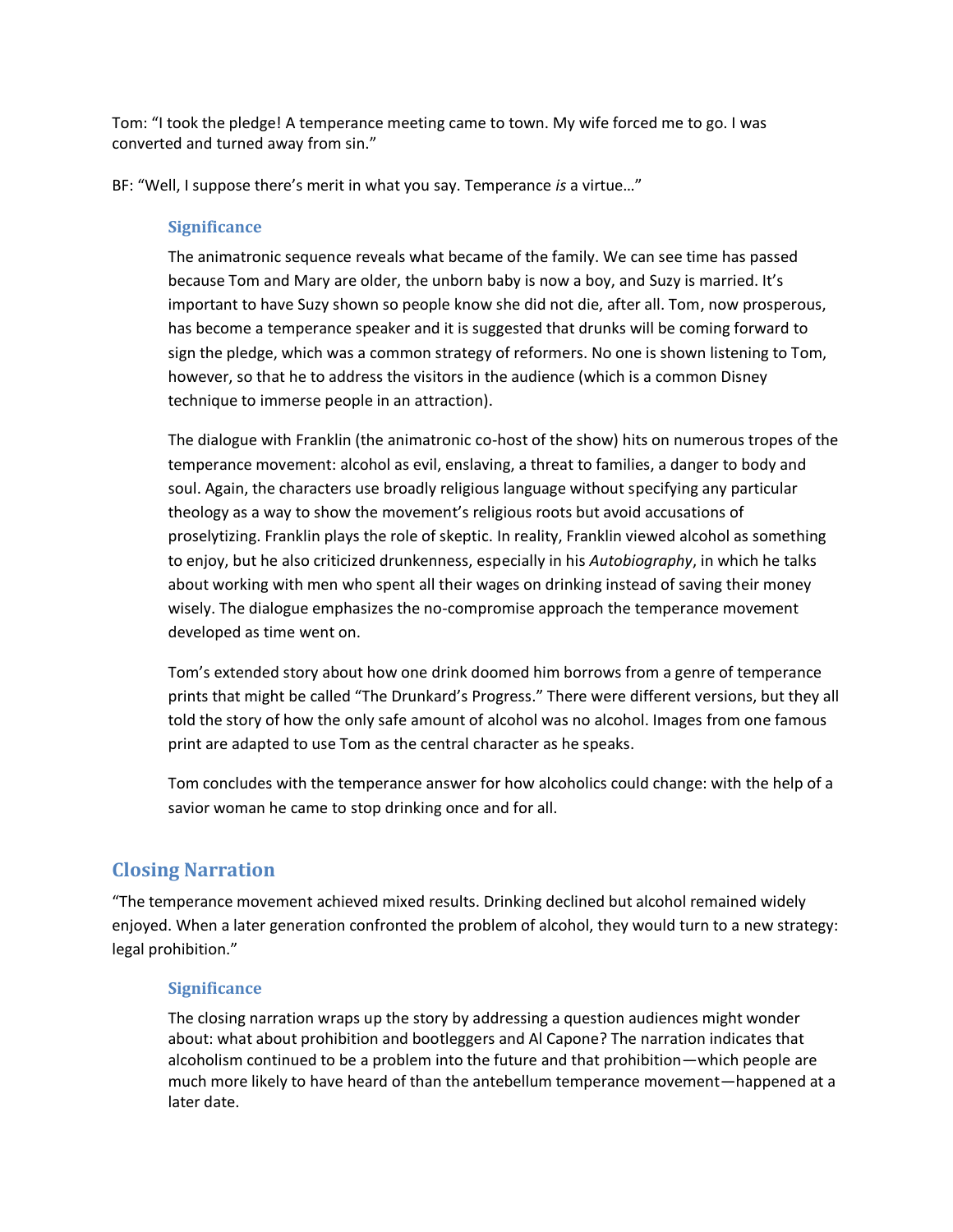Tom: "I took the pledge! A temperance meeting came to town. My wife forced me to go. I was converted and turned away from sin."

BF: "Well, I suppose there's merit in what you say. Temperance *is* a virtue…"

### Significance

The animatronic sequence reveals what became of the family. We can see time has passed because Tom and Mary are older, the unborn baby is now a boy, and Suzy is married. It's important to have Suzy shown so people know she did not die, after all. Tom, now prosperous, has become a temperance speaker and it is suggested that drunks will be coming forward to sign the pledge, which was a common strategy of reformers. No one is shown listening to Tom, however, so that he to address the visitors in the audience (which is a common Disney technique to immerse people in an attraction).

The dialogue with Franklin (the animatronic co-host of the show) hits on numerous tropes of the temperance movement: alcohol as evil, enslaving, a threat to families, a danger to body and soul. Again, the characters use broadly religious language without specifying any particular theology as a way to show the movement's religious roots but avoid accusations of proselytizing. Franklin plays the role of skeptic. In reality, Franklin viewed alcohol as something to enjoy, but he also criticized drunkenness, especially in his *Autobiography*, in which he talks about working with men who spent all their wages on drinking instead of saving their money wisely. The dialogue emphasizes the no-compromise approach the temperance movement developed as time went on.

Tom's extended story about how one drink doomed him borrows from a genre of temperance prints that might be called "The Drunkard's Progress." There were different versions, but they all told the story of how the only safe amount of alcohol was no alcohol. Images from one famous print are adapted to use Tom as the central character as he speaks.

Tom concludes with the temperance answer for how alcoholics could change: with the help of a savior woman he came to stop drinking once and for all.

## Closing Narration

"The temperance movement achieved mixed results. Drinking declined but alcohol remained widely enjoyed. When a later generation confronted the problem of alcohol, they would turn to a new strategy: legal prohibition."

### Significance

The closing narration wraps up the story by addressing a question audiences might wonder about: what about prohibition and bootleggers and Al Capone? The narration indicates that alcoholism continued to be a problem into the future and that prohibition—which people are much more likely to have heard of than the antebellum temperance movement—happened at a later date.